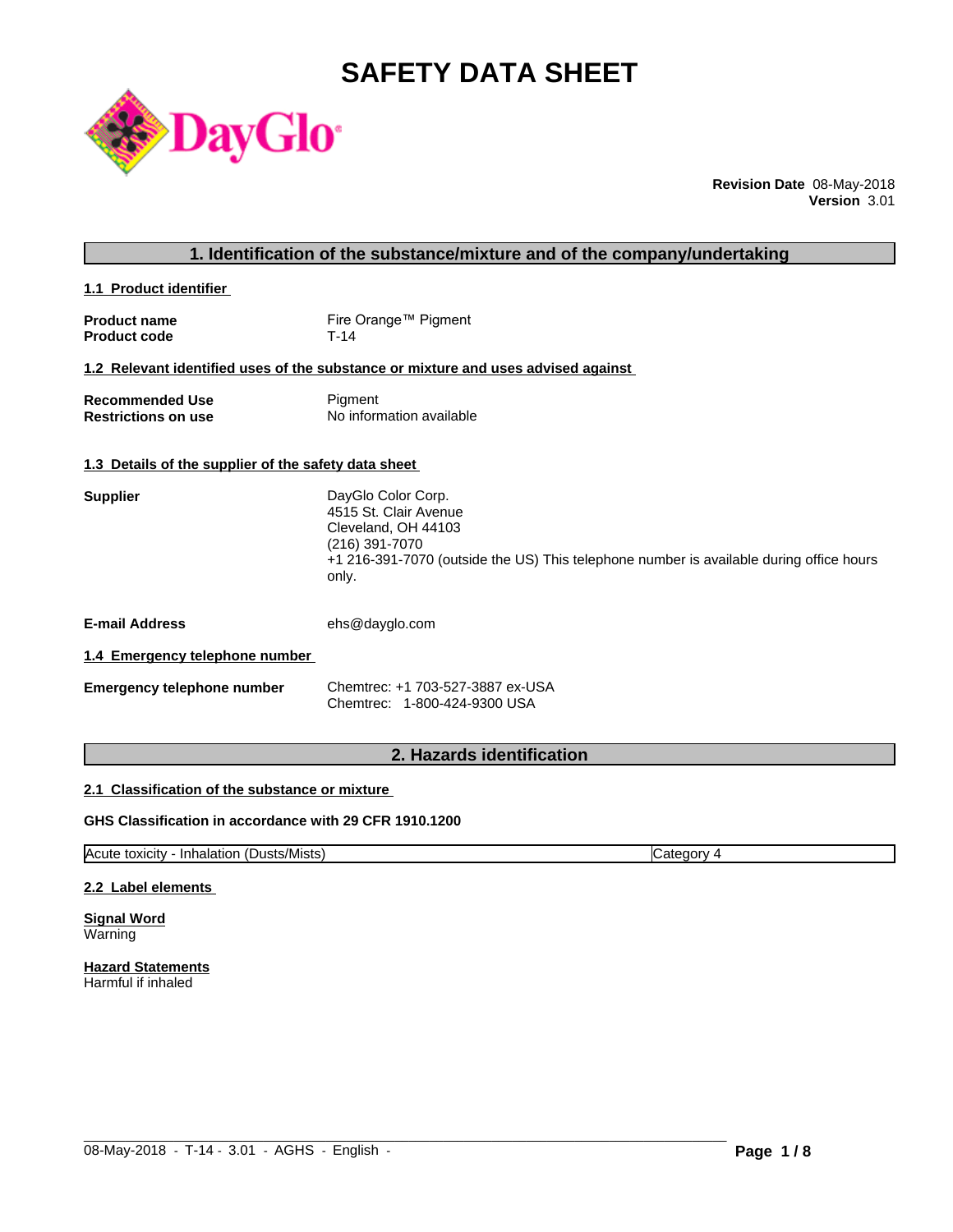# SAFETY DATA SHEET

**Revision Date** 08-May-2018
**Version** 3.01

## 1. Identification of the substance/mixture and of the company/undertaking

### 1.1 Product identifier

**Product name** Fire Orange™ Pigment
**Product code** T-14

### 1.2 Relevant identified uses of the substance or mixture and uses advised against

**Recommended Use** Pigment
**Restrictions on use** No information available

### 1.3 Details of the supplier of the safety data sheet

**Supplier**
DayGlo Color Corp.
4515 St. Clair Avenue
Cleveland, OH 44103
(216) 391-7070
+1 216-391-7070 (outside the US) This telephone number is available during office hours only.

**E-mail Address** ehs@dayglo.com

### 1.4 Emergency telephone number

**Emergency telephone number**
Chemtrec: +1 703-527-3887 ex-USA
Chemtrec: 1-800-424-9300 USA

## 2. Hazards identification

### 2.1 Classification of the substance or mixture

**GHS Classification in accordance with 29 CFR 1910.1200**

| Acute toxicity - Inhalation (Dusts/Mists) | Category 4 |
|---|---|

### 2.2 Label elements

**Signal Word**
Warning

**Hazard Statements**
Harmful if inhaled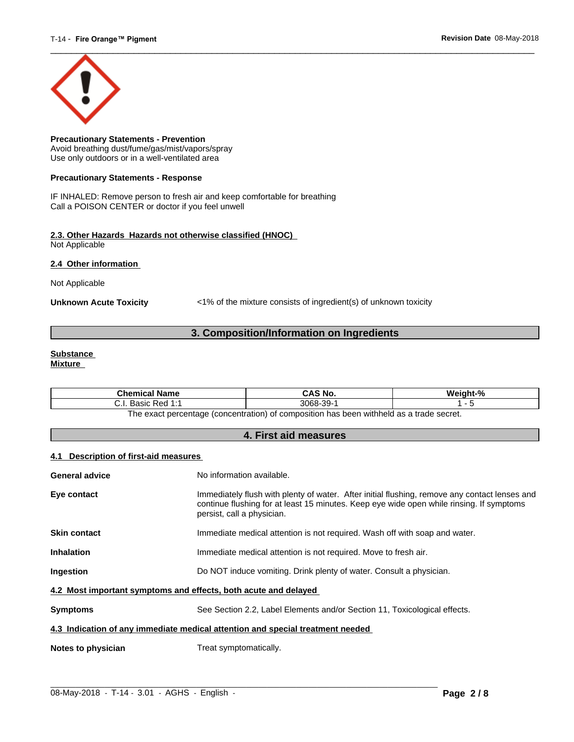**Precautionary Statements - Prevention**
Avoid breathing dust/fume/gas/mist/vapors/spray
Use only outdoors or in a well-ventilated area

**Precautionary Statements - Response**

IF INHALED: Remove person to fresh air and keep comfortable for breathing
Call a POISON CENTER or doctor if you feel unwell

**2.3. Other Hazards Hazards not otherwise classified (HNOC)**
Not Applicable

**2.4 Other information**

Not Applicable

**Unknown Acute Toxicity** <1% of the mixture consists of ingredient(s) of unknown toxicity

## 3. Composition/Information on Ingredients

**Substance**
**Mixture**

| Chemical Name | CAS No. | Weight-% |
|---|---|---|
| C.I. Basic Red 1:1 | 3068-39-1 | 1 - 5 |

The exact percentage (concentration) of composition has been withheld as a trade secret.

## 4. First aid measures

**4.1 Description of first-aid measures**

**General advice** No information available.

**Eye contact** Immediately flush with plenty of water. After initial flushing, remove any contact lenses and continue flushing for at least 15 minutes. Keep eye wide open while rinsing. If symptoms persist, call a physician.

**Skin contact** Immediate medical attention is not required. Wash off with soap and water.

**Inhalation** Immediate medical attention is not required. Move to fresh air.

**Ingestion** Do NOT induce vomiting. Drink plenty of water. Consult a physician.

**4.2 Most important symptoms and effects, both acute and delayed**

**Symptoms** See Section 2.2, Label Elements and/or Section 11, Toxicological effects.

**4.3 Indication of any immediate medical attention and special treatment needed**

**Notes to physician** Treat symptomatically.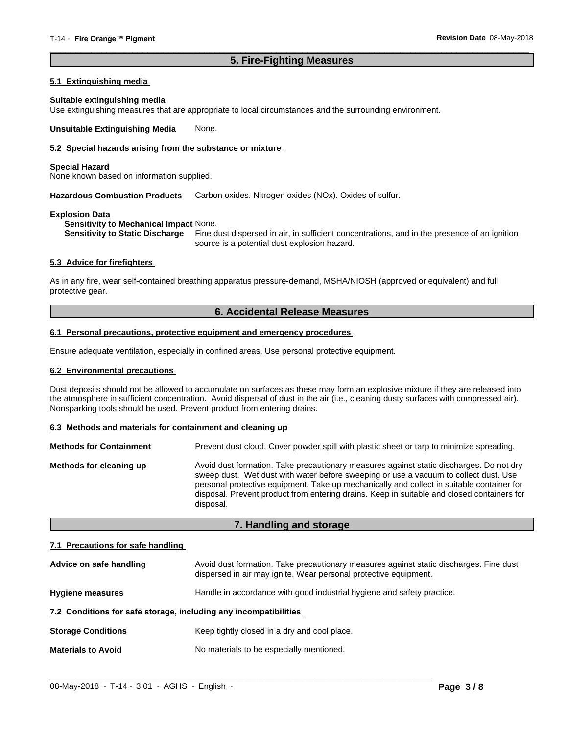## 5. Fire-Fighting Measures

### 5.1 Extinguishing media

**Suitable extinguishing media**
Use extinguishing measures that are appropriate to local circumstances and the surrounding environment.

**Unsuitable Extinguishing Media** None.

### 5.2 Special hazards arising from the substance or mixture

**Special Hazard**
None known based on information supplied.

**Hazardous Combustion Products** Carbon oxides. Nitrogen oxides (NOx). Oxides of sulfur.

**Explosion Data**
**Sensitivity to Mechanical Impact** None.
**Sensitivity to Static Discharge** Fine dust dispersed in air, in sufficient concentrations, and in the presence of an ignition source is a potential dust explosion hazard.

### 5.3 Advice for firefighters

As in any fire, wear self-contained breathing apparatus pressure-demand, MSHA/NIOSH (approved or equivalent) and full protective gear.

## 6. Accidental Release Measures

### 6.1 Personal precautions, protective equipment and emergency procedures

Ensure adequate ventilation, especially in confined areas. Use personal protective equipment.

### 6.2 Environmental precautions

Dust deposits should not be allowed to accumulate on surfaces as these may form an explosive mixture if they are released into the atmosphere in sufficient concentration. Avoid dispersal of dust in the air (i.e., cleaning dusty surfaces with compressed air). Nonsparking tools should be used. Prevent product from entering drains.

### 6.3 Methods and materials for containment and cleaning up

**Methods for Containment** Prevent dust cloud. Cover powder spill with plastic sheet or tarp to minimize spreading.

**Methods for cleaning up** Avoid dust formation. Take precautionary measures against static discharges. Do not dry sweep dust. Wet dust with water before sweeping or use a vacuum to collect dust. Use personal protective equipment. Take up mechanically and collect in suitable container for disposal. Prevent product from entering drains. Keep in suitable and closed containers for disposal.

## 7. Handling and storage

### 7.1 Precautions for safe handling

**Advice on safe handling** Avoid dust formation. Take precautionary measures against static discharges. Fine dust dispersed in air may ignite. Wear personal protective equipment.

**Hygiene measures** Handle in accordance with good industrial hygiene and safety practice.

### 7.2 Conditions for safe storage, including any incompatibilities

**Storage Conditions** Keep tightly closed in a dry and cool place.

**Materials to Avoid** No materials to be especially mentioned.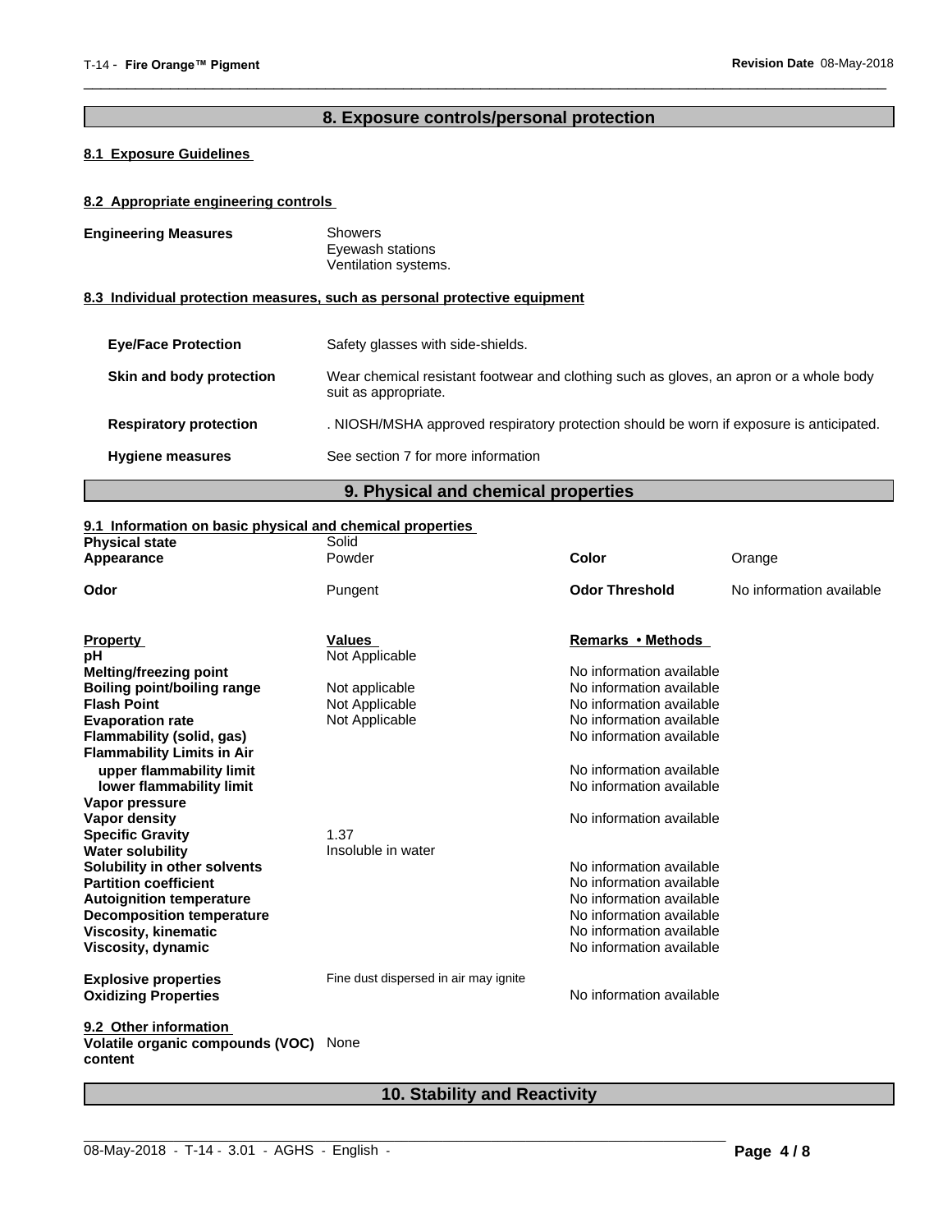## 8. Exposure controls/personal protection

### 8.1 Exposure Guidelines

### 8.2 Appropriate engineering controls

**Engineering Measures**
Showers
Eyewash stations
Ventilation systems.

### 8.3 Individual protection measures, such as personal protective equipment

**Eye/Face Protection** Safety glasses with side-shields.

**Skin and body protection** Wear chemical resistant footwear and clothing such as gloves, an apron or a whole body suit as appropriate.

**Respiratory protection** . NIOSH/MSHA approved respiratory protection should be worn if exposure is anticipated.

**Hygiene measures** See section 7 for more information

## 9. Physical and chemical properties

### 9.1 Information on basic physical and chemical properties

| | | | |
|---|---|---|---|
| **Physical state** | Solid | | |
| **Appearance** | Powder | **Color** | Orange |
| **Odor** | Pungent | **Odor Threshold** | No information available |

| **Property** | **Values** | **Remarks • Methods** |
|---|---|---|
| **pH** | Not Applicable | |
| **Melting/freezing point** | | No information available |
| **Boiling point/boiling range** | Not applicable | No information available |
| **Flash Point** | Not Applicable | No information available |
| **Evaporation rate** | Not Applicable | No information available |
| **Flammability (solid, gas)** | | No information available |
| **Flammability Limits in Air** | | |
| **upper flammability limit** | | No information available |
| **lower flammability limit** | | No information available |
| **Vapor pressure** | | |
| **Vapor density** | | No information available |
| **Specific Gravity** | 1.37 | |
| **Water solubility** | Insoluble in water | |
| **Solubility in other solvents** | | No information available |
| **Partition coefficient** | | No information available |
| **Autoignition temperature** | | No information available |
| **Decomposition temperature** | | No information available |
| **Viscosity, kinematic** | | No information available |
| **Viscosity, dynamic** | | No information available |
| **Explosive properties** | Fine dust dispersed in air may ignite | |
| **Oxidizing Properties** | | No information available |

### 9.2 Other information

**Volatile organic compounds (VOC) content** None

## 10. Stability and Reactivity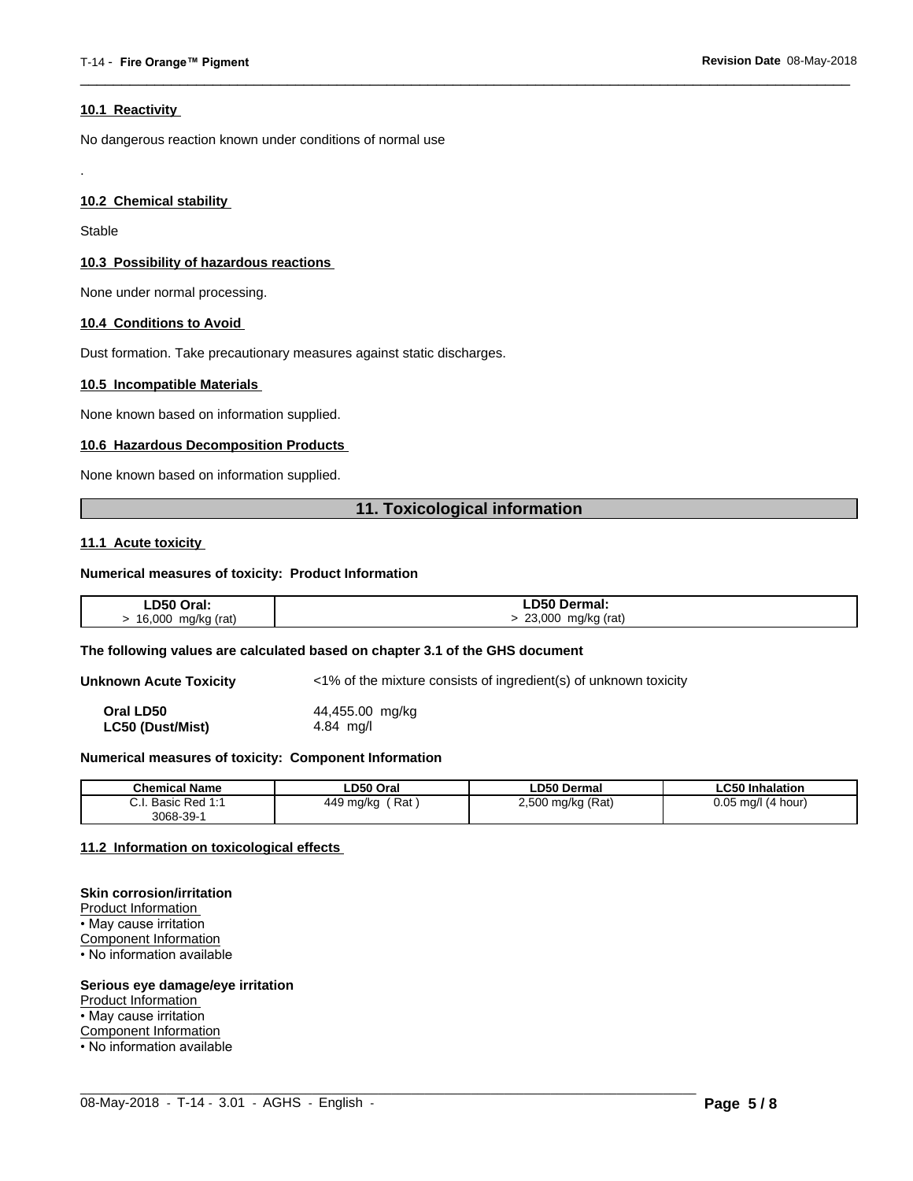### 10.1 Reactivity

No dangerous reaction known under conditions of normal use

.

### 10.2 Chemical stability

Stable

### 10.3 Possibility of hazardous reactions

None under normal processing.

### 10.4 Conditions to Avoid

Dust formation. Take precautionary measures against static discharges.

### 10.5 Incompatible Materials

None known based on information supplied.

### 10.6 Hazardous Decomposition Products

None known based on information supplied.

## 11. Toxicological information

### 11.1 Acute toxicity

**Numerical measures of toxicity: Product Information**

| LD50 Oral: | LD50 Dermal: |
|---|---|
| > 16,000 mg/kg (rat) | > 23,000 mg/kg (rat) |

**The following values are calculated based on chapter 3.1 of the GHS document**

**Unknown Acute Toxicity** <1% of the mixture consists of ingredient(s) of unknown toxicity

**Oral LD50** 44,455.00 mg/kg
**LC50 (Dust/Mist)** 4.84 mg/l

**Numerical measures of toxicity: Component Information**

| Chemical Name | LD50 Oral | LD50 Dermal | LC50 Inhalation |
|---|---|---|---|
| C.I. Basic Red 1:1<br>3068-39-1 | 449 mg/kg ( Rat ) | 2,500 mg/kg (Rat) | 0.05 mg/l (4 hour) |

### 11.2 Information on toxicological effects

**Skin corrosion/irritation**
Product Information
• May cause irritation
Component Information
• No information available

**Serious eye damage/eye irritation**
Product Information
• May cause irritation
Component Information
• No information available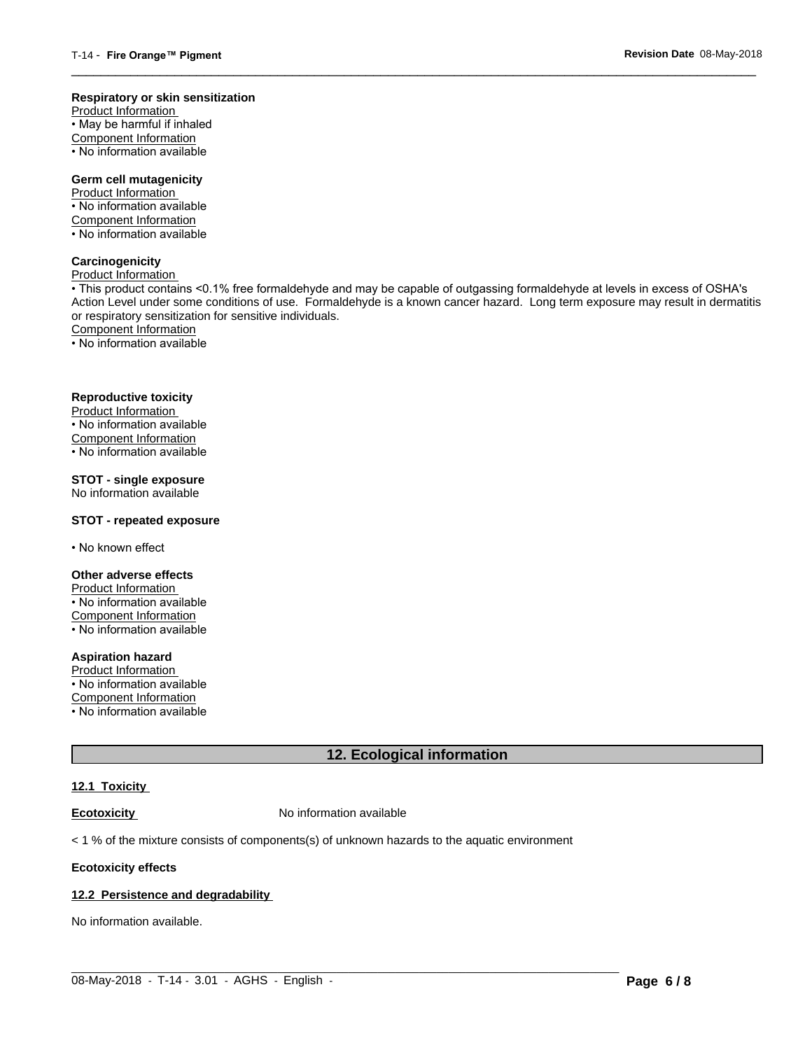**Respiratory or skin sensitization**

Product Information

- May be harmful if inhaled

Component Information

- No information available

**Germ cell mutagenicity**

Product Information

- No information available

Component Information

- No information available

**Carcinogenicity**

Product Information

- This product contains <0.1% free formaldehyde and may be capable of outgassing formaldehyde at levels in excess of OSHA's Action Level under some conditions of use. Formaldehyde is a known cancer hazard. Long term exposure may result in dermatitis or respiratory sensitization for sensitive individuals.

Component Information

- No information available

**Reproductive toxicity**

Product Information

- No information available

Component Information

- No information available

**STOT - single exposure**

No information available

**STOT - repeated exposure**

- No known effect

**Other adverse effects**

Product Information

- No information available

Component Information

- No information available

**Aspiration hazard**

Product Information

- No information available

Component Information

- No information available

## 12. Ecological information

### 12.1 Toxicity

**Ecotoxicity** No information available

< 1 % of the mixture consists of components(s) of unknown hazards to the aquatic environment

**Ecotoxicity effects**

### 12.2 Persistence and degradability

No information available.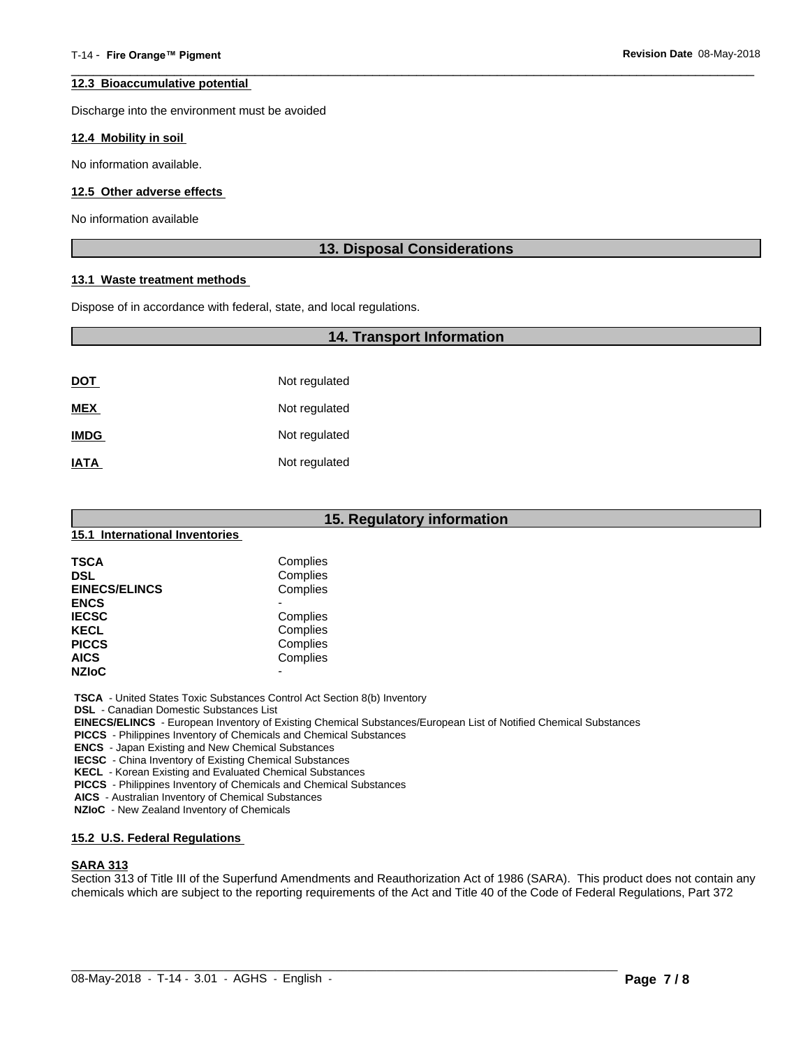### 12.3 Bioaccumulative potential

Discharge into the environment must be avoided

### 12.4 Mobility in soil

No information available.

### 12.5 Other adverse effects

No information available

## 13. Disposal Considerations

### 13.1 Waste treatment methods

Dispose of in accordance with federal, state, and local regulations.

## 14. Transport Information

| | |
|---|---|
| **DOT** | Not regulated |
| **MEX** | Not regulated |
| **IMDG** | Not regulated |
| **IATA** | Not regulated |

## 15. Regulatory information

### 15.1 International Inventories

| | |
|---|---|
| **TSCA** | Complies |
| **DSL** | Complies |
| **EINECS/ELINCS** | Complies |
| **ENCS** | - |
| **IECSC** | Complies |
| **KECL** | Complies |
| **PICCS** | Complies |
| **AICS** | Complies |
| **NZIoC** | - |

**TSCA** - United States Toxic Substances Control Act Section 8(b) Inventory
**DSL** - Canadian Domestic Substances List
**EINECS/ELINCS** - European Inventory of Existing Chemical Substances/European List of Notified Chemical Substances
**PICCS** - Philippines Inventory of Chemicals and Chemical Substances
**ENCS** - Japan Existing and New Chemical Substances
**IECSC** - China Inventory of Existing Chemical Substances
**KECL** - Korean Existing and Evaluated Chemical Substances
**PICCS** - Philippines Inventory of Chemicals and Chemical Substances
**AICS** - Australian Inventory of Chemical Substances
**NZIoC** - New Zealand Inventory of Chemicals

### 15.2 U.S. Federal Regulations

**SARA 313**

Section 313 of Title III of the Superfund Amendments and Reauthorization Act of 1986 (SARA). This product does not contain any chemicals which are subject to the reporting requirements of the Act and Title 40 of the Code of Federal Regulations, Part 372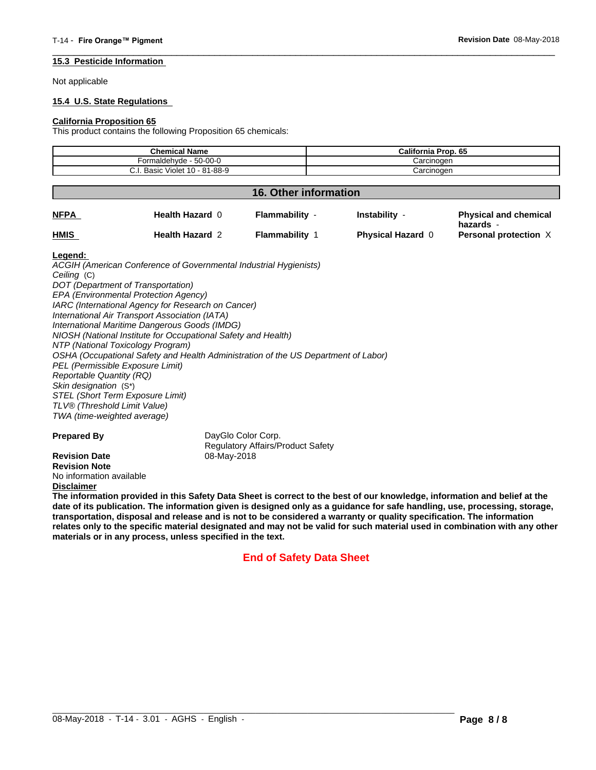### 15.3 Pesticide Information

Not applicable

### 15.4 U.S. State Regulations

**California Proposition 65**

This product contains the following Proposition 65 chemicals:

| Chemical Name | California Prop. 65 |
|---|---|
| Formaldehyde - 50-00-0 | Carcinogen |
| C.I. Basic Violet 10 - 81-88-9 | Carcinogen |

## 16. Other information

| | | | | |
|---|---|---|---|---|
| **NFPA** | **Health Hazard** 0 | **Flammability** - | **Instability** - | **Physical and chemical hazards** - |
| **HMIS** | **Health Hazard** 2 | **Flammability** 1 | **Physical Hazard** 0 | **Personal protection** X |

**Legend:**

*ACGIH (American Conference of Governmental Industrial Hygienists)*
*Ceiling* (C)
*DOT (Department of Transportation)*
*EPA (Environmental Protection Agency)*
*IARC (International Agency for Research on Cancer)*
*International Air Transport Association (IATA)*
*International Maritime Dangerous Goods (IMDG)*
*NIOSH (National Institute for Occupational Safety and Health)*
*NTP (National Toxicology Program)*
*OSHA (Occupational Safety and Health Administration of the US Department of Labor)*
*PEL (Permissible Exposure Limit)*
*Reportable Quantity (RQ)*
*Skin designation* (S*)
*STEL (Short Term Exposure Limit)*
*TLV® (Threshold Limit Value)*
*TWA (time-weighted average)*

**Prepared By** DayGlo Color Corp.
Regulatory Affairs/Product Safety

**Revision Date** 08-May-2018

**Revision Note**
No information available

**Disclaimer**

**The information provided in this Safety Data Sheet is correct to the best of our knowledge, information and belief at the date of its publication. The information given is designed only as a guidance for safe handling, use, processing, storage, transportation, disposal and release and is not to be considered a warranty or quality specification. The information relates only to the specific material designated and may not be valid for such material used in combination with any other materials or in any process, unless specified in the text.**

**End of Safety Data Sheet**